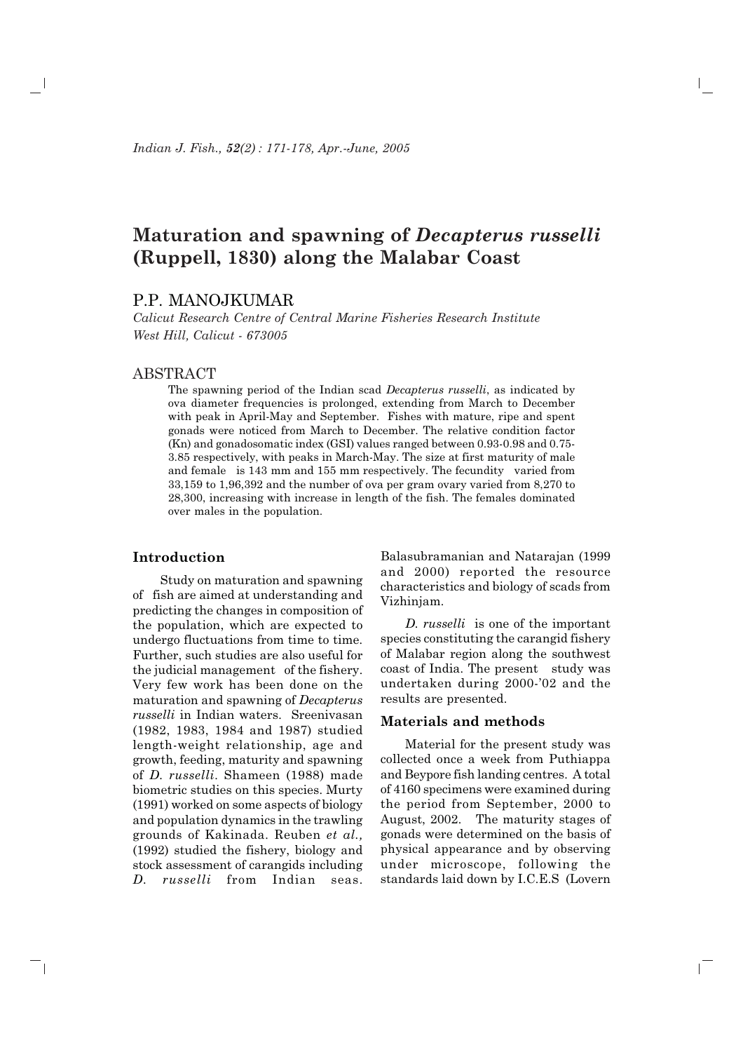# Maturation and spawning of *Decapterus russelli* (Ruppell, 1830) along the Malabar Coast

## P.P. MANOJKUMAR

*Calicut Research Centre of Central Marine Fisheries Research Institute*
*West Hill, Calicut - 673005*

## ABSTRACT

The spawning period of the Indian scad *Decapterus russelli*, as indicated by ova diameter frequencies is prolonged, extending from March to December with peak in April-May and September. Fishes with mature, ripe and spent gonads were noticed from March to December. The relative condition factor (Kn) and gonadosomatic index (GSI) values ranged between 0.93-0.98 and 0.75-3.85 respectively, with peaks in March-May. The size at first maturity of male and female is 143 mm and 155 mm respectively. The fecundity varied from 33,159 to 1,96,392 and the number of ova per gram ovary varied from 8,270 to 28,300, increasing with increase in length of the fish. The females dominated over males in the population.

### Introduction

Study on maturation and spawning of fish are aimed at understanding and predicting the changes in composition of the population, which are expected to undergo fluctuations from time to time. Further, such studies are also useful for the judicial management of the fishery. Very few work has been done on the maturation and spawning of *Decapterus russelli* in Indian waters. Sreenivasan (1982, 1983, 1984 and 1987) studied length-weight relationship, age and growth, feeding, maturity and spawning of *D. russelli*. Shameen (1988) made biometric studies on this species. Murty (1991) worked on some aspects of biology and population dynamics in the trawling grounds of Kakinada. Reuben *et al.,* (1992) studied the fishery, biology and stock assessment of carangids including *D. russelli* from Indian seas. Balasubramanian and Natarajan (1999 and 2000) reported the resource characteristics and biology of scads from Vizhinjam.

*D. russelli* is one of the important species constituting the carangid fishery of Malabar region along the southwest coast of India. The present study was undertaken during 2000-'02 and the results are presented.

### Materials and methods

Material for the present study was collected once a week from Puthiappa and Beypore fish landing centres. A total of 4160 specimens were examined during the period from September, 2000 to August, 2002. The maturity stages of gonads were determined on the basis of physical appearance and by observing under microscope, following the standards laid down by I.C.E.S (Lovern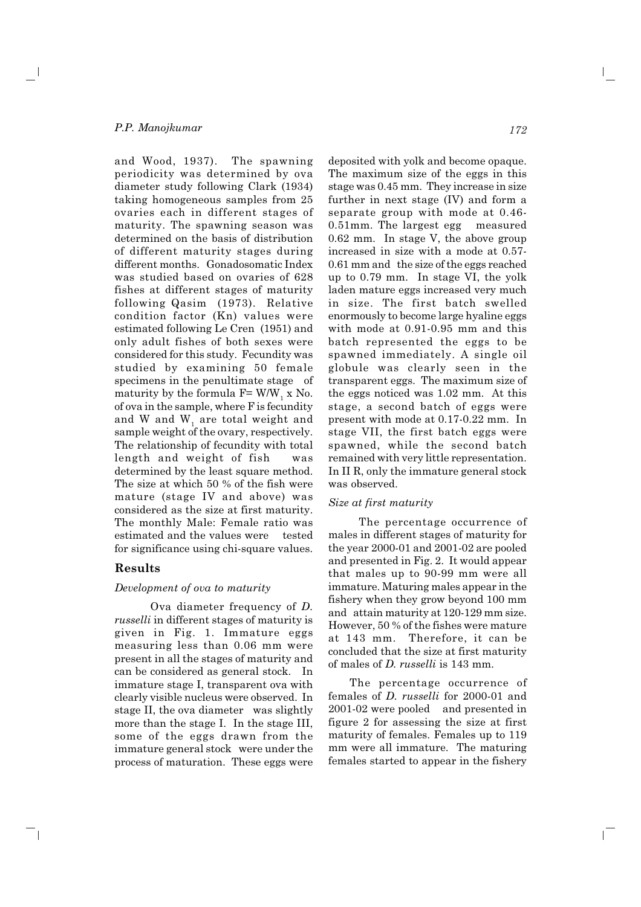and Wood, 1937). The spawning periodicity was determined by ova diameter study following Clark (1934) taking homogeneous samples from 25 ovaries each in different stages of maturity. The spawning season was determined on the basis of distribution of different maturity stages during different months. Gonadosomatic Index was studied based on ovaries of 628 fishes at different stages of maturity following Qasim (1973). Relative condition factor (Kn) values were estimated following Le Cren (1951) and only adult fishes of both sexes were considered for this study. Fecundity was studied by examining 50 female specimens in the penultimate stage of maturity by the formula $F = W/W_1 \times$ No. of ova in the sample, where F is fecundity and W and $W_1$ are total weight and sample weight of the ovary, respectively. The relationship of fecundity with total length and weight of fish was determined by the least square method. The size at which 50 % of the fish were mature (stage IV and above) was considered as the size at first maturity. The monthly Male: Female ratio was estimated and the values were tested for significance using chi-square values.

## Results

### *Development of ova to maturity*

Ova diameter frequency of *D. russelli* in different stages of maturity is given in Fig. 1. Immature eggs measuring less than 0.06 mm were present in all the stages of maturity and can be considered as general stock. In immature stage I, transparent ova with clearly visible nucleus were observed. In stage II, the ova diameter was slightly more than the stage I. In the stage III, some of the eggs drawn from the immature general stock were under the process of maturation. These eggs were deposited with yolk and become opaque. The maximum size of the eggs in this stage was 0.45 mm. They increase in size further in next stage (IV) and form a separate group with mode at 0.46-0.51mm. The largest egg measured 0.62 mm. In stage V, the above group increased in size with a mode at 0.57-0.61 mm and the size of the eggs reached up to 0.79 mm. In stage VI, the yolk laden mature eggs increased very much in size. The first batch swelled enormously to become large hyaline eggs with mode at 0.91-0.95 mm and this batch represented the eggs to be spawned immediately. A single oil globule was clearly seen in the transparent eggs. The maximum size of the eggs noticed was 1.02 mm. At this stage, a second batch of eggs were present with mode at 0.17-0.22 mm. In stage VII, the first batch eggs were spawned, while the second batch remained with very little representation. In II R, only the immature general stock was observed.

### *Size at first maturity*

The percentage occurrence of males in different stages of maturity for the year 2000-01 and 2001-02 are pooled and presented in Fig. 2. It would appear that males up to 90-99 mm were all immature. Maturing males appear in the fishery when they grow beyond 100 mm and attain maturity at 120-129 mm size. However, 50 % of the fishes were mature at 143 mm. Therefore, it can be concluded that the size at first maturity of males of *D. russelli* is 143 mm.

The percentage occurrence of females of *D. russelli* for 2000-01 and 2001-02 were pooled and presented in figure 2 for assessing the size at first maturity of females. Females up to 119 mm were all immature. The maturing females started to appear in the fishery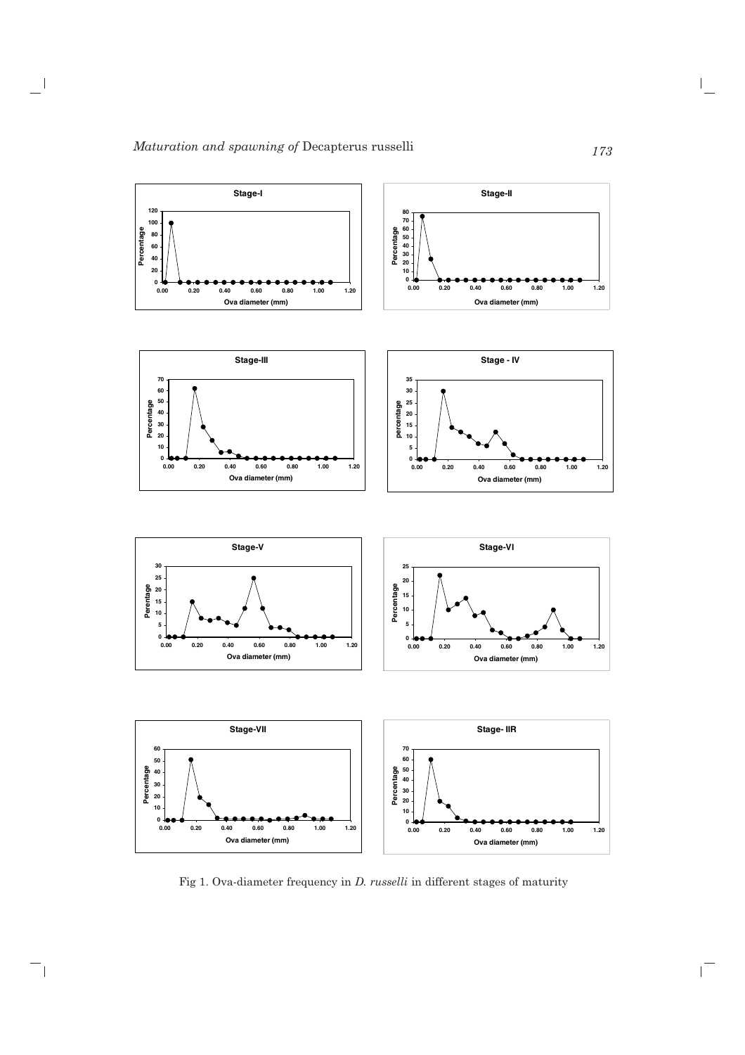Fig 1. Ova-diameter frequency in *D. russelli* in different stages of maturity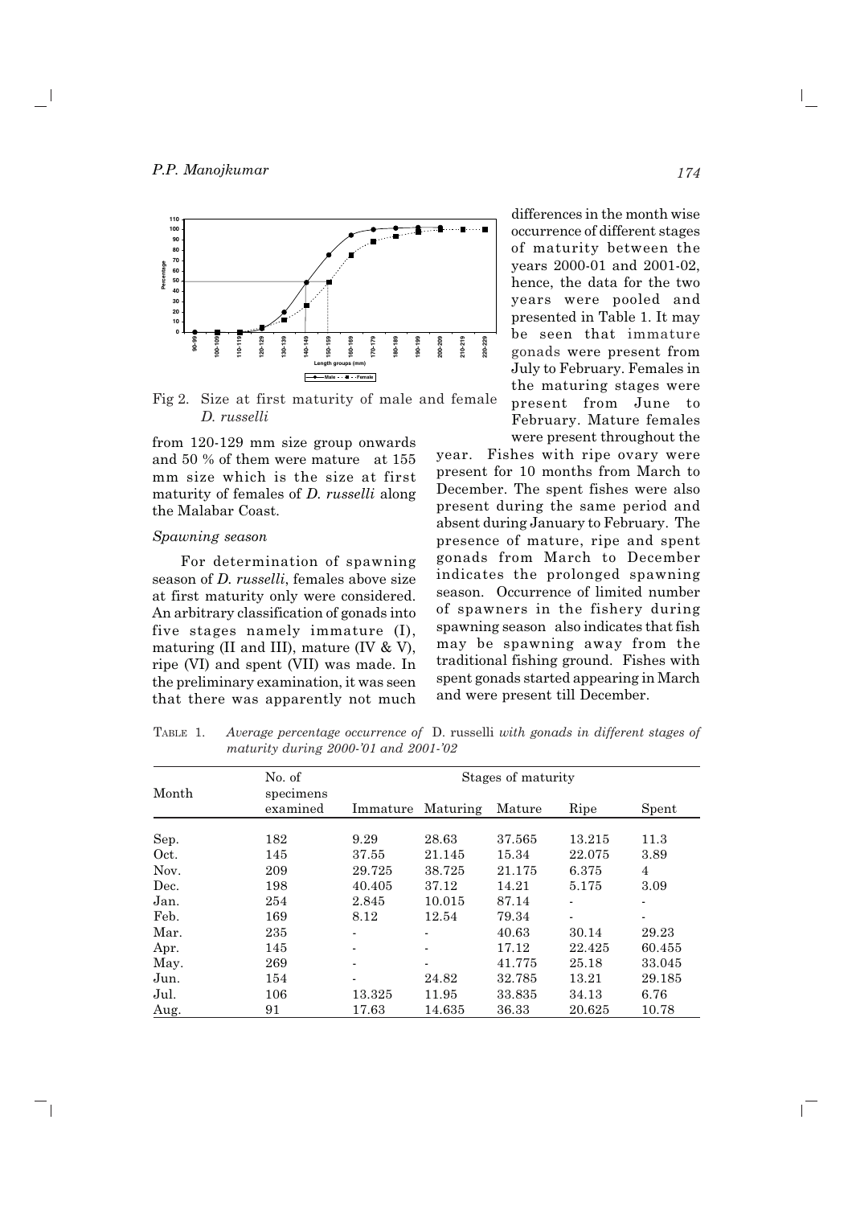Fig 2. Size at first maturity of male and female *D. russelli*

from 120-129 mm size group onwards and 50 % of them were mature at 155 mm size which is the size at first maturity of females of *D. russelli* along the Malabar Coast.

### *Spawning season*

For determination of spawning season of *D. russelli*, females above size at first maturity only were considered. An arbitrary classification of gonads into five stages namely immature (I), maturing (II and III), mature (IV & V), ripe (VI) and spent (VII) was made. In the preliminary examination, it was seen that there was apparently not much differences in the month wise occurrence of different stages of maturity between the years 2000-01 and 2001-02, hence, the data for the two years were pooled and presented in Table 1. It may be seen that immature gonads were present from July to February. Females in the maturing stages were present from June to February. Mature females were present throughout the year. Fishes with ripe ovary were present for 10 months from March to December. The spent fishes were also present during the same period and absent during January to February. The presence of mature, ripe and spent gonads from March to December indicates the prolonged spawning season. Occurrence of limited number of spawners in the fishery during spawning season also indicates that fish may be spawning away from the traditional fishing ground. Fishes with spent gonads started appearing in March and were present till December.

TABLE 1. *Average percentage occurrence of* D. russelli *with gonads in different stages of maturity during 2000-'01 and 2001-'02*

| Month | No. of specimens examined | Stages of maturity | | | | |
|---|---|---|---|---|---|---|
| | | Immature | Maturing | Mature | Ripe | Spent |
| Sep. | 182 | 9.29 | 28.63 | 37.565 | 13.215 | 11.3 |
| Oct. | 145 | 37.55 | 21.145 | 15.34 | 22.075 | 3.89 |
| Nov. | 209 | 29.725 | 38.725 | 21.175 | 6.375 | 4 |
| Dec. | 198 | 40.405 | 37.12 | 14.21 | 5.175 | 3.09 |
| Jan. | 254 | 2.845 | 10.015 | 87.14 | - | - |
| Feb. | 169 | 8.12 | 12.54 | 79.34 | - | - |
| Mar. | 235 | - | - | 40.63 | 30.14 | 29.23 |
| Apr. | 145 | - | - | 17.12 | 22.425 | 60.455 |
| May. | 269 | - | - | 41.775 | 25.18 | 33.045 |
| Jun. | 154 | - | 24.82 | 32.785 | 13.21 | 29.185 |
| Jul. | 106 | 13.325 | 11.95 | 33.835 | 34.13 | 6.76 |
| Aug. | 91 | 17.63 | 14.635 | 36.33 | 20.625 | 10.78 |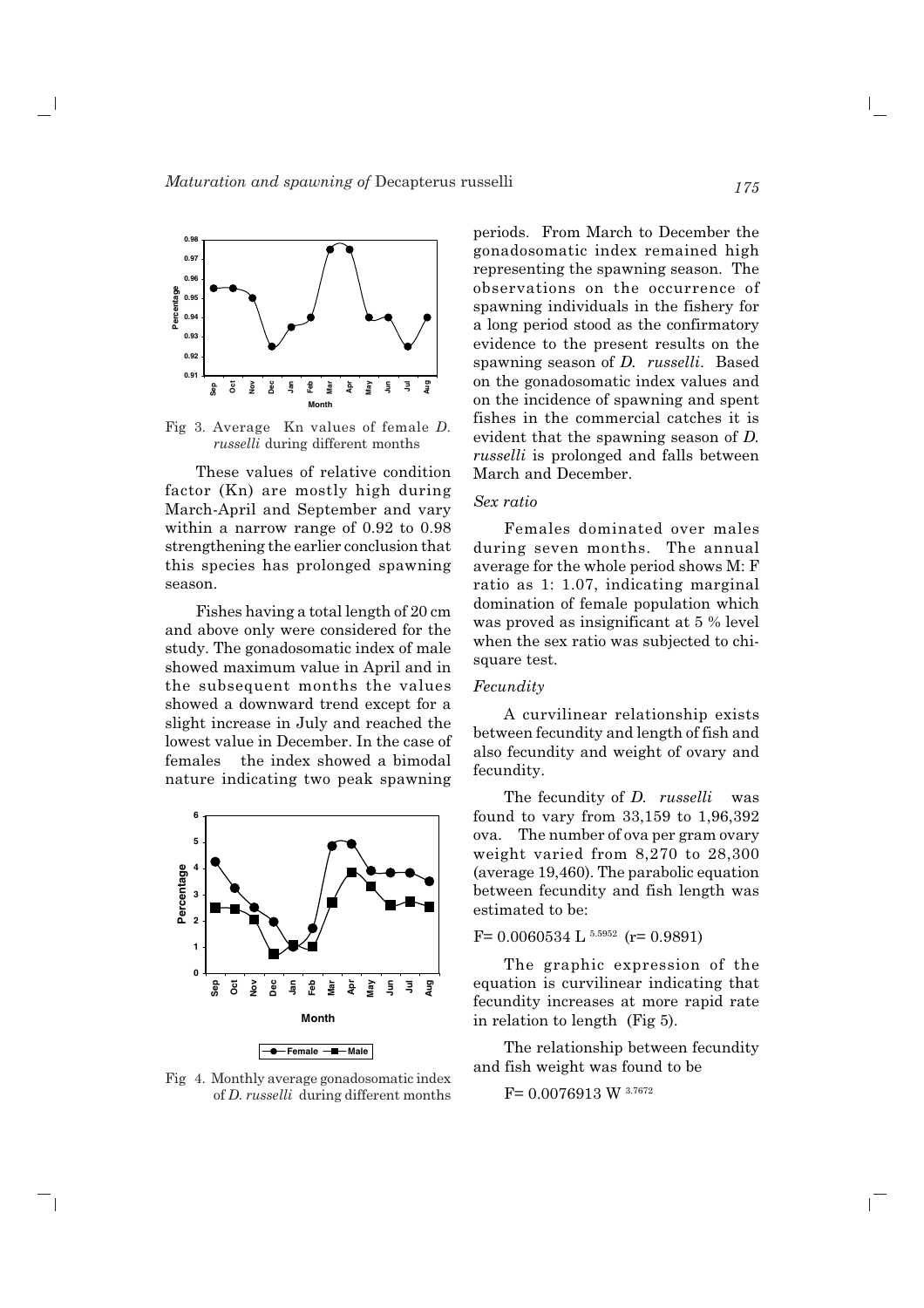Fig 3. Average Kn values of female *D. russelli* during different months

These values of relative condition factor (Kn) are mostly high during March-April and September and vary within a narrow range of 0.92 to 0.98 strengthening the earlier conclusion that this species has prolonged spawning season.

Fishes having a total length of 20 cm and above only were considered for the study. The gonadosomatic index of male showed maximum value in April and in the subsequent months the values showed a downward trend except for a slight increase in July and reached the lowest value in December. In the case of females the index showed a bimodal nature indicating two peak spawning periods. From March to December the gonadosomatic index remained high representing the spawning season. The observations on the occurrence of spawning individuals in the fishery for a long period stood as the confirmatory evidence to the present results on the spawning season of *D. russelli*. Based on the gonadosomatic index values and on the incidence of spawning and spent fishes in the commercial catches it is evident that the spawning season of *D. russelli* is prolonged and falls between March and December.

Fig 4. Monthly average gonadosomatic index of *D. russelli* during different months

### *Sex ratio*

Females dominated over males during seven months. The annual average for the whole period shows M: F ratio as 1: 1.07, indicating marginal domination of female population which was proved as insignificant at 5 % level when the sex ratio was subjected to chi-square test.

### *Fecundity*

A curvilinear relationship exists between fecundity and length of fish and also fecundity and weight of ovary and fecundity.

The fecundity of *D. russelli* was found to vary from 33,159 to 1,96,392 ova. The number of ova per gram ovary weight varied from 8,270 to 28,300 (average 19,460). The parabolic equation between fecundity and fish length was estimated to be:

$$F= 0.0060534 \, L^{5.5952} \quad (r= 0.9891)$$

The graphic expression of the equation is curvilinear indicating that fecundity increases at more rapid rate in relation to length (Fig 5).

The relationship between fecundity and fish weight was found to be

$$F= 0.0076913 \, W^{3.7672}$$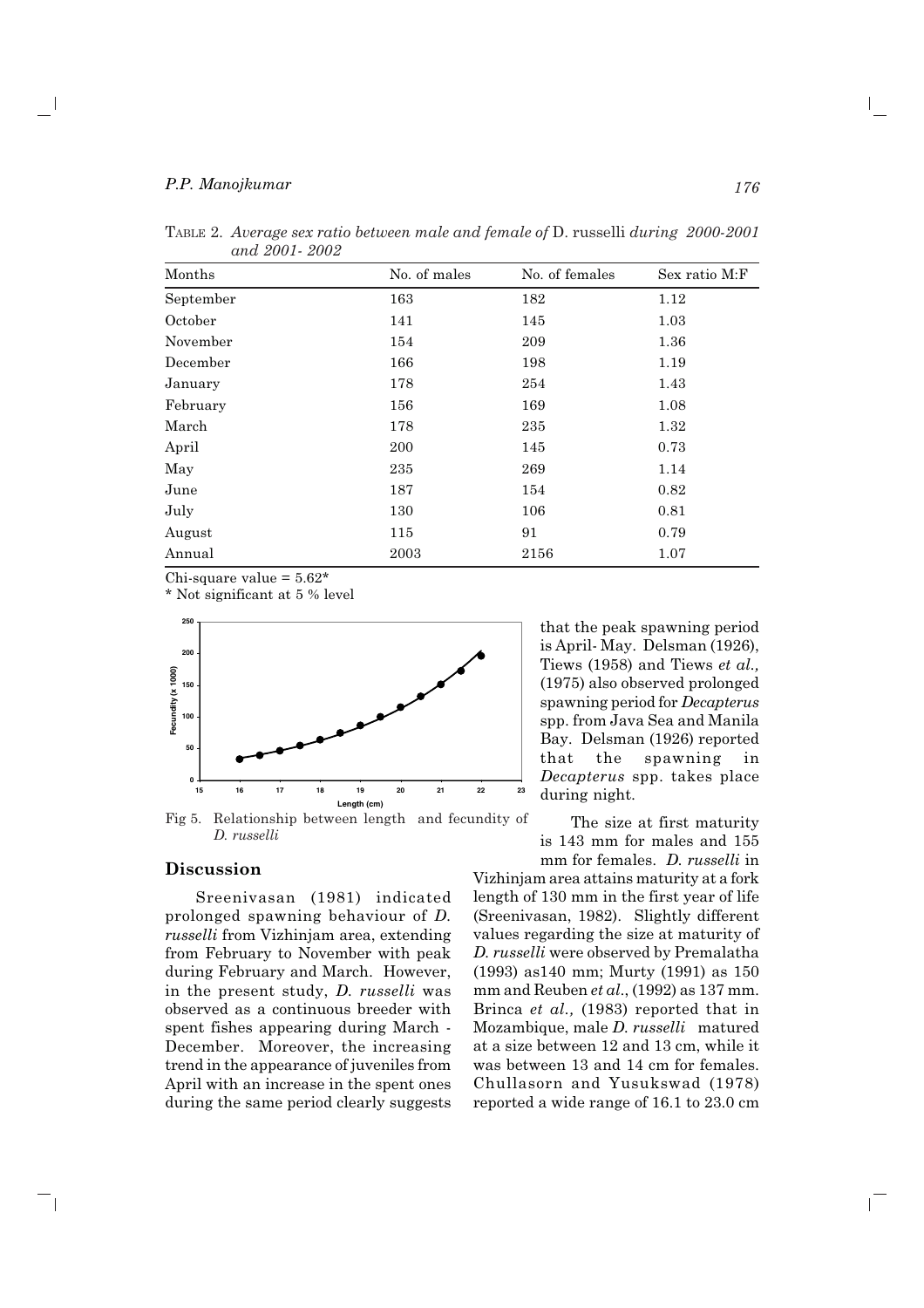TABLE 2. *Average sex ratio between male and female of* D. russelli *during 2000-2001 and 2001- 2002*

| Months | No. of males | No. of females | Sex ratio M:F |
|---|---|---|---|
| September | 163 | 182 | 1.12 |
| October | 141 | 145 | 1.03 |
| November | 154 | 209 | 1.36 |
| December | 166 | 198 | 1.19 |
| January | 178 | 254 | 1.43 |
| February | 156 | 169 | 1.08 |
| March | 178 | 235 | 1.32 |
| April | 200 | 145 | 0.73 |
| May | 235 | 269 | 1.14 |
| June | 187 | 154 | 0.82 |
| July | 130 | 106 | 0.81 |
| August | 115 | 91 | 0.79 |
| Annual | 2003 | 2156 | 1.07 |

Chi-square value = 5.62*

* Not significant at 5 % level

Fig 5. Relationship between length and fecundity of *D. russelli*

## Discussion

Sreenivasan (1981) indicated prolonged spawning behaviour of *D. russelli* from Vizhinjam area, extending from February to November with peak during February and March. However, in the present study, *D. russelli* was observed as a continuous breeder with spent fishes appearing during March - December. Moreover, the increasing trend in the appearance of juveniles from April with an increase in the spent ones during the same period clearly suggests that the peak spawning period is April- May. Delsman (1926), Tiews (1958) and Tiews *et al.*, (1975) also observed prolonged spawning period for *Decapterus* spp. from Java Sea and Manila Bay. Delsman (1926) reported that the spawning in *Decapterus* spp. takes place during night.

The size at first maturity is 143 mm for males and 155 mm for females. *D. russelli* in Vizhinjam area attains maturity at a fork length of 130 mm in the first year of life (Sreenivasan, 1982). Slightly different values regarding the size at maturity of *D. russelli* were observed by Premalatha (1993) as140 mm; Murty (1991) as 150 mm and Reuben *et al*., (1992) as 137 mm. Brinca *et al.,* (1983) reported that in Mozambique, male *D. russelli* matured at a size between 12 and 13 cm, while it was between 13 and 14 cm for females. Chullasorn and Yusukswad (1978) reported a wide range of 16.1 to 23.0 cm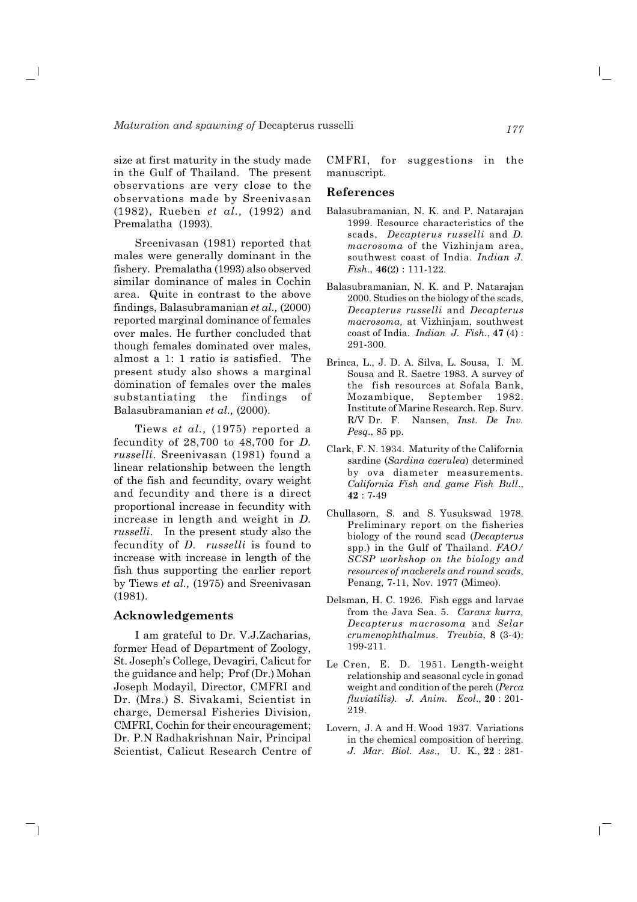size at first maturity in the study made in the Gulf of Thailand. The present observations are very close to the observations made by Sreenivasan (1982), Rueben *et al.,* (1992) and Premalatha (1993).

Sreenivasan (1981) reported that males were generally dominant in the fishery. Premalatha (1993) also observed similar dominance of males in Cochin area. Quite in contrast to the above findings, Balasubramanian *et al.,* (2000) reported marginal dominance of females over males. He further concluded that though females dominated over males, almost a 1: 1 ratio is satisfied. The present study also shows a marginal domination of females over the males substantiating the findings of Balasubramanian *et al.,* (2000).

Tiews *et al.,* (1975) reported a fecundity of 28,700 to 48,700 for *D. russelli*. Sreenivasan (1981) found a linear relationship between the length of the fish and fecundity, ovary weight and fecundity and there is a direct proportional increase in fecundity with increase in length and weight in *D. russelli*. In the present study also the fecundity of *D. russelli* is found to increase with increase in length of the fish thus supporting the earlier report by Tiews *et al.,* (1975) and Sreenivasan (1981).

## Acknowledgements

I am grateful to Dr. V.J.Zacharias, former Head of Department of Zoology, St. Joseph's College, Devagiri, Calicut for the guidance and help; Prof (Dr.) Mohan Joseph Modayil, Director, CMFRI and Dr. (Mrs.) S. Sivakami, Scientist in charge, Demersal Fisheries Division, CMFRI, Cochin for their encouragement; Dr. P.N Radhakrishnan Nair, Principal Scientist, Calicut Research Centre of CMFRI, for suggestions in the manuscript.

## References

Balasubramanian, N. K. and P. Natarajan 1999. Resource characteristics of the scads, *Decapterus russelli* and *D. macrosoma* of the Vizhinjam area, southwest coast of India. *Indian J. Fish*., **46**(2) : 111-122.

Balasubramanian, N. K. and P. Natarajan 2000. Studies on the biology of the scads, *Decapterus russelli* and *Decapterus macrosoma,* at Vizhinjam, southwest coast of India. *Indian J. Fish.*, **47** (4) : 291-300.

Brinca, L., J. D. A. Silva, L. Sousa, I. M. Sousa and R. Saetre 1983. A survey of the fish resources at Sofala Bank, Mozambique, September 1982. Institute of Marine Research. Rep. Surv. R/V Dr. F. Nansen, *Inst. De Inv. Pesq*., 85 pp.

Clark, F. N. 1934. Maturity of the California sardine (*Sardina caerulea*) determined by ova diameter measurements. *California Fish and game Fish Bull*., **42** : 7-49

Chullasorn, S. and S. Yusukswad 1978. Preliminary report on the fisheries biology of the round scad (*Decapterus* spp.) in the Gulf of Thailand. *FAO/SCSP workshop on the biology and resources of mackerels and round scads*, Penang, 7-11, Nov. 1977 (Mimeo).

Delsman, H. C. 1926. Fish eggs and larvae from the Java Sea. 5. *Caranx kurra, Decapterus macrosoma* and *Selar crumenophthalmus*. *Treubia*, **8** (3-4): 199-211.

Le Cren, E. D. 1951. Length-weight relationship and seasonal cycle in gonad weight and condition of the perch (*Perca fluviatilis). J. Anim. Ecol*., **20** : 201-219.

Lovern, J. A and H. Wood 1937. Variations in the chemical composition of herring. *J. Mar. Biol. Ass*., U. K., **22** : 281-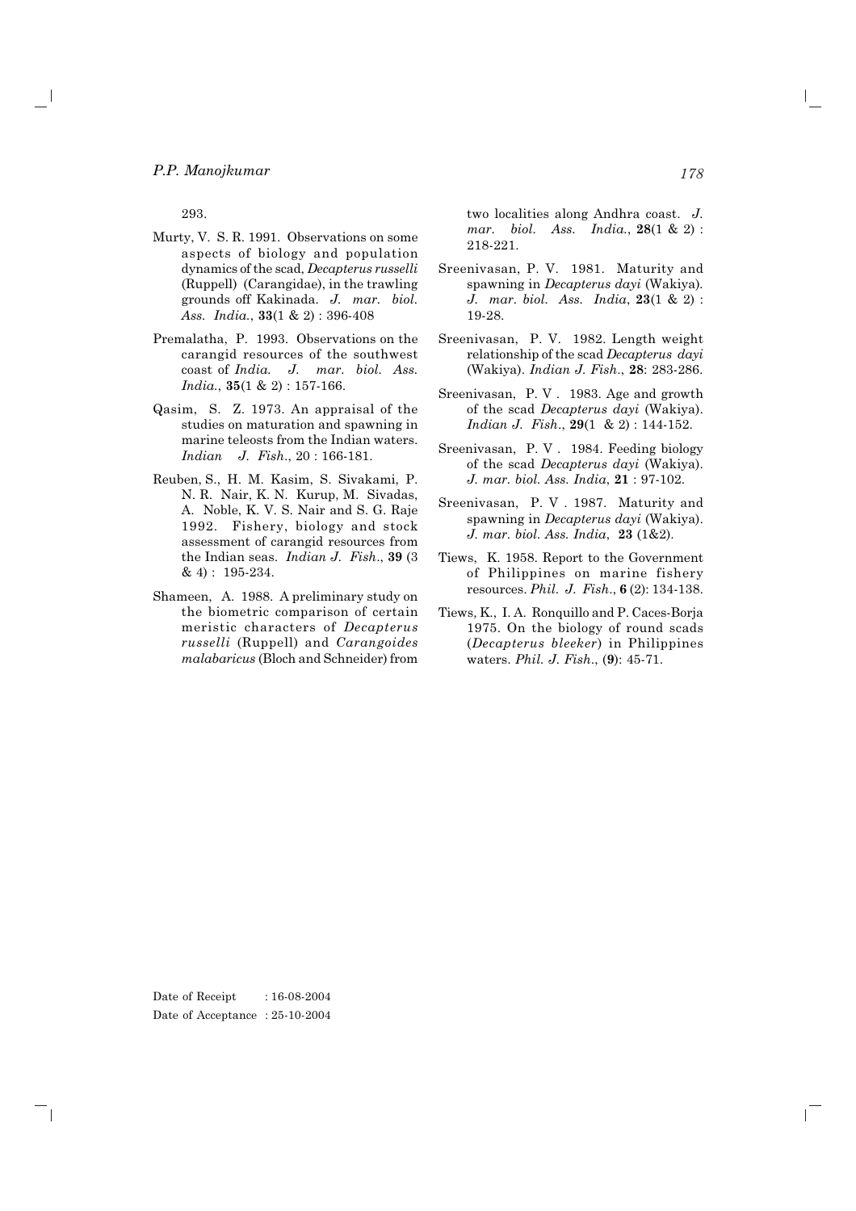293.

Murty, V. S. R. 1991. Observations on some aspects of biology and population dynamics of the scad, *Decapterus russelli* (Ruppell) (Carangidae), in the trawling grounds off Kakinada. *J. mar. biol. Ass. India.*, **33**(1 & 2) : 396-408

Premalatha, P. 1993. Observations on the carangid resources of the southwest coast of *India. J. mar. biol. Ass. India.*, **35**(1 & 2) : 157-166.

Qasim, S. Z. 1973. An appraisal of the studies on maturation and spawning in marine teleosts from the Indian waters. *Indian J. Fish.*, 20 : 166-181.

Reuben, S., H. M. Kasim, S. Sivakami, P. N. R. Nair, K. N. Kurup, M. Sivadas, A. Noble, K. V. S. Nair and S. G. Raje 1992. Fishery, biology and stock assessment of carangid resources from the Indian seas. *Indian J. Fish.*, **39** (3 & 4) : 195-234.

Shameen, A. 1988. A preliminary study on the biometric comparison of certain meristic characters of *Decapterus russelli* (Ruppell) and *Carangoides malabaricus* (Bloch and Schneider) from two localities along Andhra coast. *J. mar. biol. Ass. India.*, **28**(1 & 2) : 218-221.

Sreenivasan, P. V. 1981. Maturity and spawning in *Decapterus dayi* (Wakiya). *J. mar. biol. Ass. India*, **23**(1 & 2) : 19-28.

Sreenivasan, P. V. 1982. Length weight relationship of the scad *Decapterus dayi* (Wakiya). *Indian J. Fish.*, **28**: 283-286.

Sreenivasan, P. V . 1983. Age and growth of the scad *Decapterus dayi* (Wakiya). *Indian J. Fish.*, **29**(1 & 2) : 144-152.

Sreenivasan, P. V . 1984. Feeding biology of the scad *Decapterus dayi* (Wakiya). *J. mar. biol. Ass. India*, **21** : 97-102.

Sreenivasan, P. V . 1987. Maturity and spawning in *Decapterus dayi* (Wakiya). *J. mar. biol. Ass. India*, **23** (1&2).

Tiews, K. 1958. Report to the Government of Philippines on marine fishery resources. *Phil. J. Fish.*, **6** (2): 134-138.

Tiews, K., I. A. Ronquillo and P. Caces-Borja 1975. On the biology of round scads (*Decapterus bleeker*) in Philippines waters. *Phil. J. Fish.*, (**9**): 45-71.

Date of Receipt : 16-08-2004
Date of Acceptance : 25-10-2004